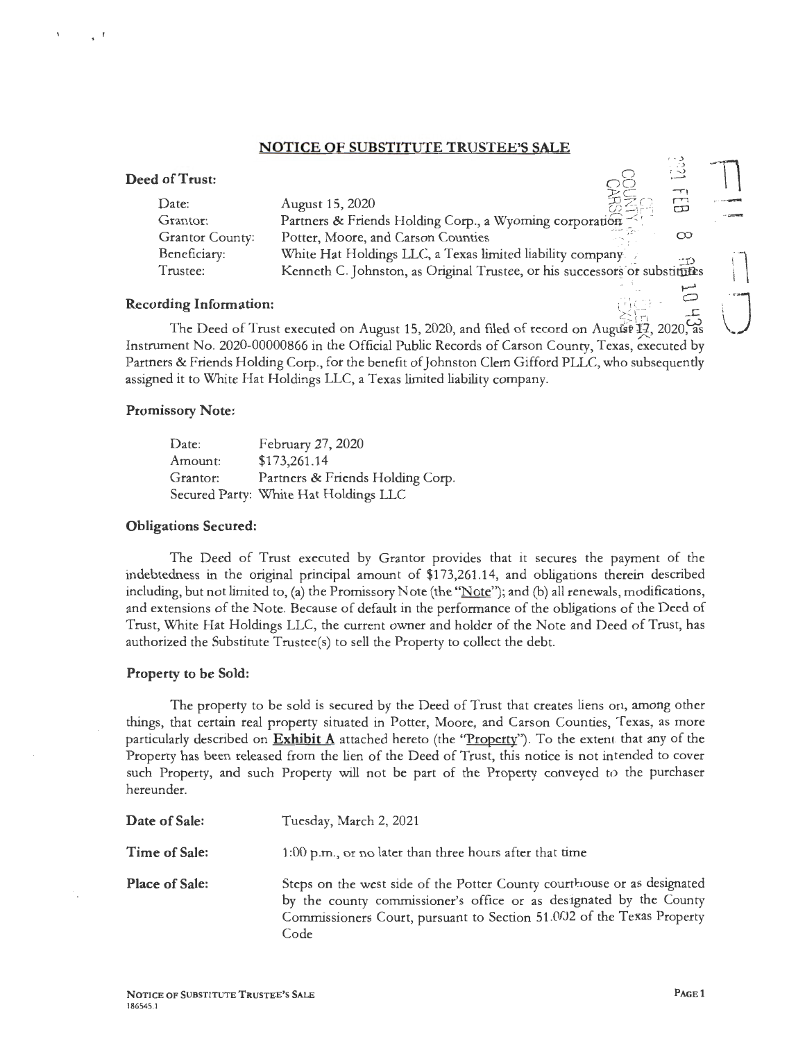## NOTICE OF SUBSTITUTE TRUSTEE'S SALE

**Deed of Trust:**

| | |
|---|---|
| Date: | August 15, 2020 |
| Grantor: | Partners & Friends Holding Corp., a Wyoming corporation |
| Grantor County: | Potter, Moore, and Carson Counties |
| Beneficiary: | White Hat Holdings LLC, a Texas limited liability company |
| Trustee: | Kenneth C. Johnston, as Original Trustee, or his successors or substitutes |

**Recording Information:**

The Deed of Trust executed on August 15, 2020, and filed of record on August 17, 2020, as Instrument No. 2020-00000866 in the Official Public Records of Carson County, Texas, executed by Partners & Friends Holding Corp., for the benefit of Johnston Clem Gifford PLLC, who subsequently assigned it to White Hat Holdings LLC, a Texas limited liability company.

**Promissory Note:**

| | |
|---|---|
| Date: | February 27, 2020 |
| Amount: | $173,261.14 |
| Grantor: | Partners & Friends Holding Corp. |
| Secured Party: | White Hat Holdings LLC |

**Obligations Secured:**

The Deed of Trust executed by Grantor provides that it secures the payment of the indebtedness in the original principal amount of $173,261.14, and obligations therein described including, but not limited to, (a) the Promissory Note (the "Note"); and (b) all renewals, modifications, and extensions of the Note. Because of default in the performance of the obligations of the Deed of Trust, White Hat Holdings LLC, the current owner and holder of the Note and Deed of Trust, has authorized the Substitute Trustee(s) to sell the Property to collect the debt.

**Property to be Sold:**

The property to be sold is secured by the Deed of Trust that creates liens on, among other things, that certain real property situated in Potter, Moore, and Carson Counties, Texas, as more particularly described on **Exhibit A** attached hereto (the "Property"). To the extent that any of the Property has been released from the lien of the Deed of Trust, this notice is not intended to cover such Property, and such Property will not be part of the Property conveyed to the purchaser hereunder.

| | |
|---|---|
| **Date of Sale:** | Tuesday, March 2, 2021 |
| **Time of Sale:** | 1:00 p.m., or no later than three hours after that time |
| **Place of Sale:** | Steps on the west side of the Potter County courthouse or as designated by the county commissioner's office or as designated by the County Commissioners Court, pursuant to Section 51.002 of the Texas Property Code |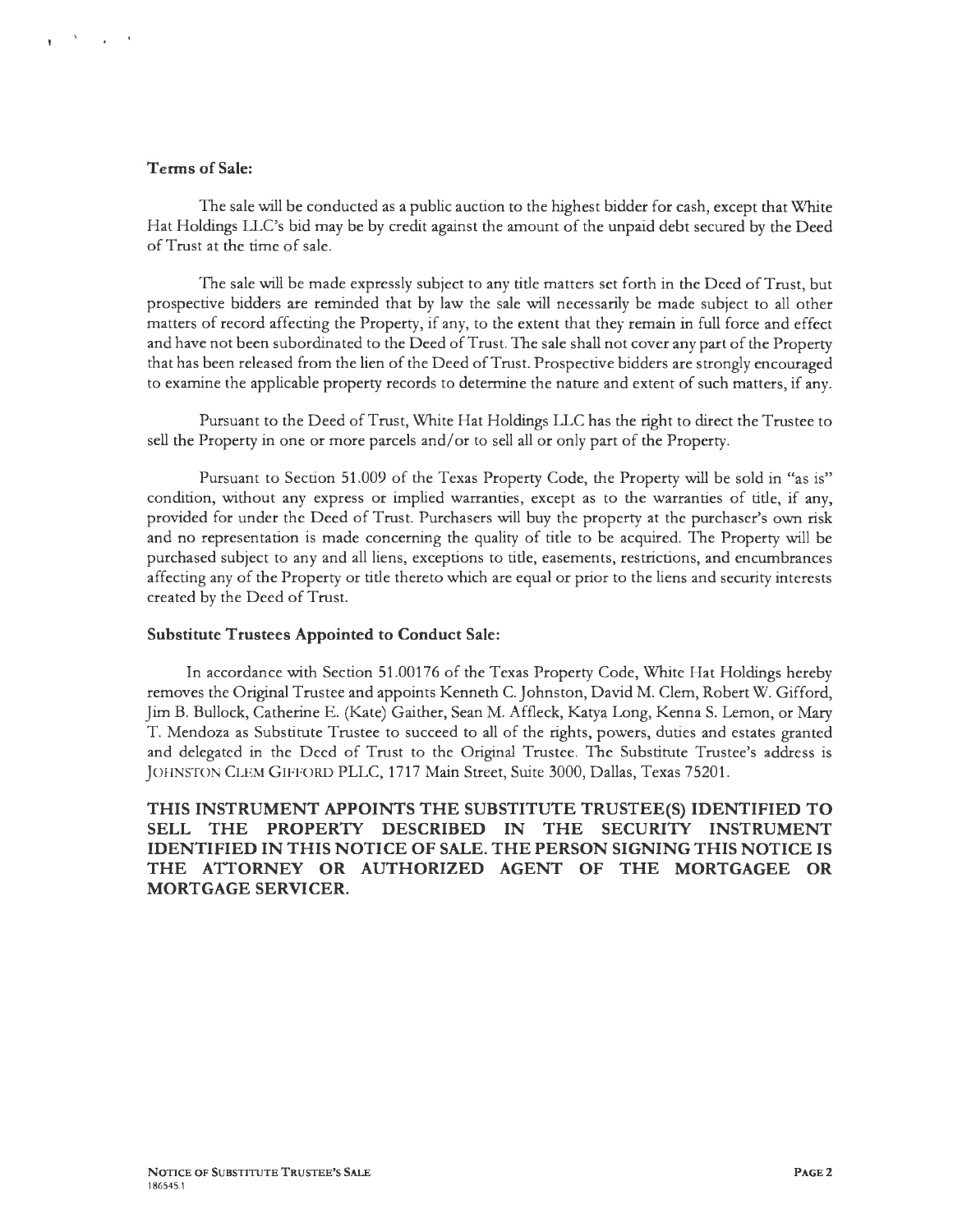**Terms of Sale:**

The sale will be conducted as a public auction to the highest bidder for cash, except that White Hat Holdings LLC's bid may be by credit against the amount of the unpaid debt secured by the Deed of Trust at the time of sale.

The sale will be made expressly subject to any title matters set forth in the Deed of Trust, but prospective bidders are reminded that by law the sale will necessarily be made subject to all other matters of record affecting the Property, if any, to the extent that they remain in full force and effect and have not been subordinated to the Deed of Trust. The sale shall not cover any part of the Property that has been released from the lien of the Deed of Trust. Prospective bidders are strongly encouraged to examine the applicable property records to determine the nature and extent of such matters, if any.

Pursuant to the Deed of Trust, White Hat Holdings LLC has the right to direct the Trustee to sell the Property in one or more parcels and/or to sell all or only part of the Property.

Pursuant to Section 51.009 of the Texas Property Code, the Property will be sold in "as is" condition, without any express or implied warranties, except as to the warranties of title, if any, provided for under the Deed of Trust. Purchasers will buy the property at the purchaser's own risk and no representation is made concerning the quality of title to be acquired. The Property will be purchased subject to any and all liens, exceptions to title, easements, restrictions, and encumbrances affecting any of the Property or title thereto which are equal or prior to the liens and security interests created by the Deed of Trust.

**Substitute Trustees Appointed to Conduct Sale:**

In accordance with Section 51.00176 of the Texas Property Code, White Hat Holdings hereby removes the Original Trustee and appoints Kenneth C. Johnston, David M. Clem, Robert W. Gifford, Jim B. Bullock, Catherine E. (Kate) Gaither, Sean M. Affleck, Katya Long, Kenna S. Lemon, or Mary T. Mendoza as Substitute Trustee to succeed to all of the rights, powers, duties and estates granted and delegated in the Deed of Trust to the Original Trustee. The Substitute Trustee's address is JOHNSTON CLEM GIFFORD PLLC, 1717 Main Street, Suite 3000, Dallas, Texas 75201.

**THIS INSTRUMENT APPOINTS THE SUBSTITUTE TRUSTEE(S) IDENTIFIED TO SELL THE PROPERTY DESCRIBED IN THE SECURITY INSTRUMENT IDENTIFIED IN THIS NOTICE OF SALE. THE PERSON SIGNING THIS NOTICE IS THE ATTORNEY OR AUTHORIZED AGENT OF THE MORTGAGEE OR MORTGAGE SERVICER.**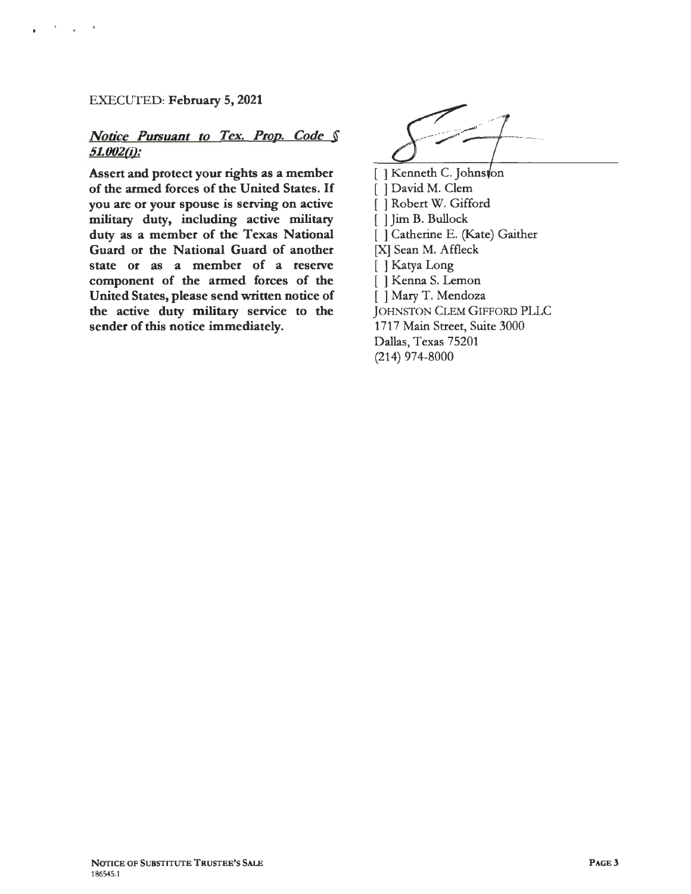EXECUTED: **February 5, 2021**

***Notice Pursuant to Tex. Prop. Code § 51.002(i):***

**Assert and protect your rights as a member of the armed forces of the United States. If you are or your spouse is serving on active military duty, including active military duty as a member of the Texas National Guard or the National Guard of another state or as a member of a reserve component of the armed forces of the United States, please send written notice of the active duty military service to the sender of this notice immediately.**

[ ] Kenneth C. Johnston
[ ] David M. Clem
[ ] Robert W. Gifford
[ ] Jim B. Bullock
[ ] Catherine E. (Kate) Gaither
[X] Sean M. Affleck
[ ] Katya Long
[ ] Kenna S. Lemon
[ ] Mary T. Mendoza
JOHNSTON CLEM GIFFORD PLLC
1717 Main Street, Suite 3000
Dallas, Texas 75201
(214) 974-8000

NOTICE OF SUBSTITUTE TRUSTEE'S SALE
186545.1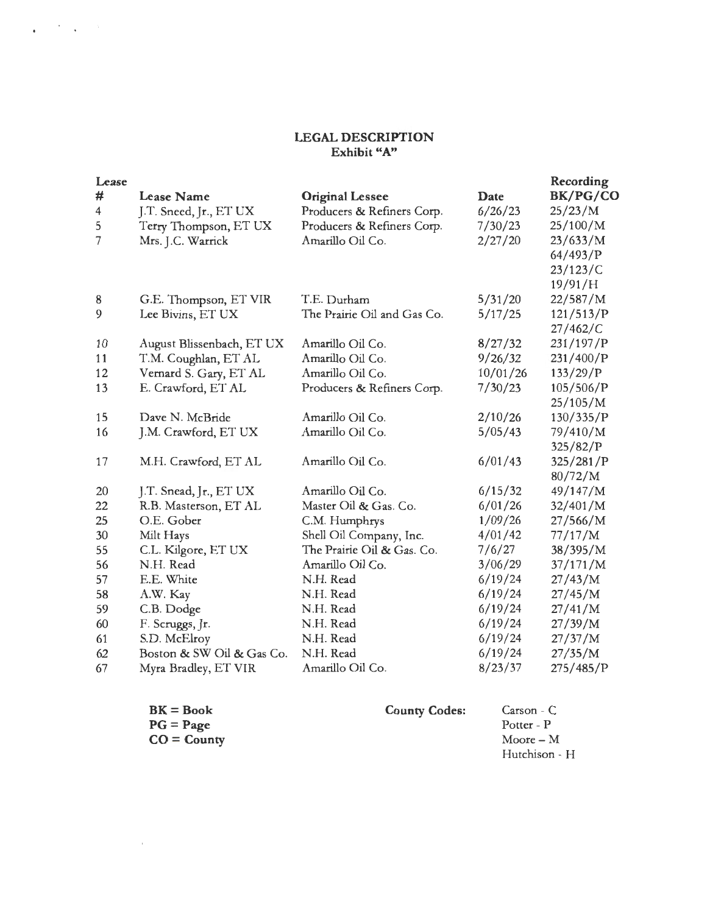## LEGAL DESCRIPTION
### Exhibit "A"

| Lease # | Lease Name | Original Lessee | Date | Recording BK/PG/CO |
|---|---|---|---|---|
| 4 | J.T. Sneed, Jr., ET UX | Producers & Refiners Corp. | 6/26/23 | 25/23/M |
| 5 | Terry Thompson, ET UX | Producers & Refiners Corp. | 7/30/23 | 25/100/M |
| 7 | Mrs. J.C. Warrick | Amarillo Oil Co. | 2/27/20 | 23/633/M |
| | | | | 64/493/P |
| | | | | 23/123/C |
| | | | | 19/91/H |
| 8 | G.E. Thompson, ET VIR | T.E. Durham | 5/31/20 | 22/587/M |
| 9 | Lee Bivins, ET UX | The Prairie Oil and Gas Co. | 5/17/25 | 121/513/P |
| | | | | 27/462/C |
| 10 | August Blissenbach, ET UX | Amarillo Oil Co. | 8/27/32 | 231/197/P |
| 11 | T.M. Coughlan, ET AL | Amarillo Oil Co. | 9/26/32 | 231/400/P |
| 12 | Vernard S. Gary, ET AL | Amarillo Oil Co. | 10/01/26 | 133/29/P |
| 13 | E. Crawford, ET AL | Producers & Refiners Corp. | 7/30/23 | 105/506/P |
| | | | | 25/105/M |
| 15 | Dave N. McBride | Amarillo Oil Co. | 2/10/26 | 130/335/P |
| 16 | J.M. Crawford, ET UX | Amarillo Oil Co. | 5/05/43 | 79/410/M |
| | | | | 325/82/P |
| 17 | M.H. Crawford, ET AL | Amarillo Oil Co. | 6/01/43 | 325/281/P |
| | | | | 80/72/M |
| 20 | J.T. Snead, Jr., ET UX | Amarillo Oil Co. | 6/15/32 | 49/147/M |
| 22 | R.B. Masterson, ET AL | Master Oil & Gas. Co. | 6/01/26 | 32/401/M |
| 25 | O.E. Gober | C.M. Humphrys | 1/09/26 | 27/566/M |
| 30 | Milt Hays | Shell Oil Company, Inc. | 4/01/42 | 77/17/M |
| 55 | C.L. Kilgore, ET UX | The Prairie Oil & Gas. Co. | 7/6/27 | 38/395/M |
| 56 | N.H. Read | Amarillo Oil Co. | 3/06/29 | 37/171/M |
| 57 | E.E. White | N.H. Read | 6/19/24 | 27/43/M |
| 58 | A.W. Kay | N.H. Read | 6/19/24 | 27/45/M |
| 59 | C.B. Dodge | N.H. Read | 6/19/24 | 27/41/M |
| 60 | F. Scruggs, Jr. | N.H. Read | 6/19/24 | 27/39/M |
| 61 | S.D. McElroy | N.H. Read | 6/19/24 | 27/37/M |
| 62 | Boston & SW Oil & Gas Co. | N.H. Read | 6/19/24 | 27/35/M |
| 67 | Myra Bradley, ET VIR | Amarillo Oil Co. | 8/23/37 | 275/485/P |

**BK = Book**
**PG = Page**
**CO = County**

**County Codes:**

Carson - C
Potter - P
Moore – M
Hutchison - H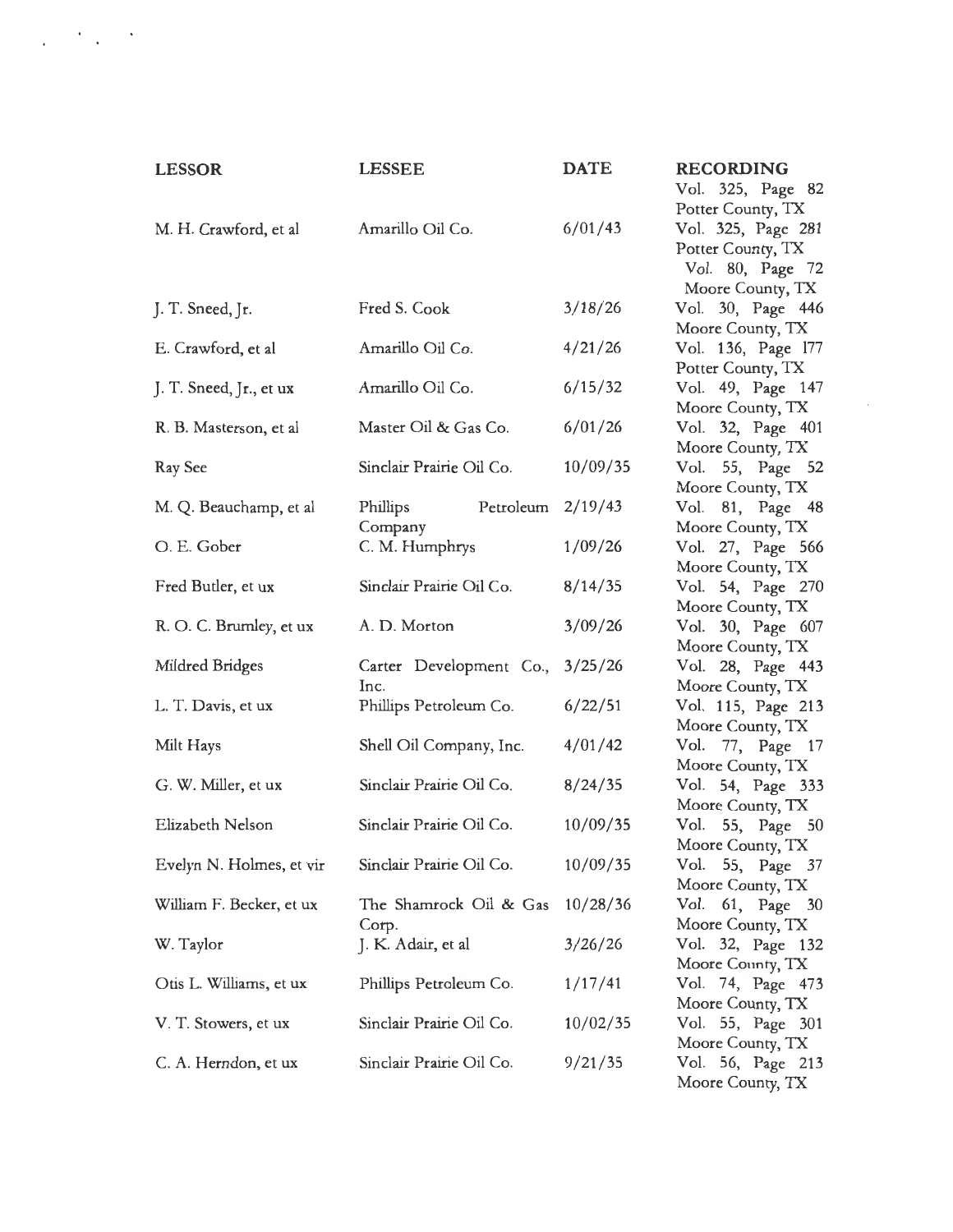| LESSOR | LESSEE | DATE | RECORDING |
|---|---|---|---|
| | | | Vol. 325, Page 82 Potter County, TX |
| M. H. Crawford, et al | Amarillo Oil Co. | 6/01/43 | Vol. 325, Page 281 Potter County, TX Vol. 80, Page 72 Moore County, TX |
| J. T. Sneed, Jr. | Fred S. Cook | 3/18/26 | Vol. 30, Page 446 Moore County, TX |
| E. Crawford, et al | Amarillo Oil Co. | 4/21/26 | Vol. 136, Page 177 Potter County, TX |
| J. T. Sneed, Jr., et ux | Amarillo Oil Co. | 6/15/32 | Vol. 49, Page 147 Moore County, TX |
| R. B. Masterson, et al | Master Oil & Gas Co. | 6/01/26 | Vol. 32, Page 401 Moore County, TX |
| Ray See | Sinclair Prairie Oil Co. | 10/09/35 | Vol. 55, Page 52 Moore County, TX |
| M. Q. Beauchamp, et al | Phillips Petroleum Company | 2/19/43 | Vol. 81, Page 48 Moore County, TX |
| O. E. Gober | C. M. Humphrys | 1/09/26 | Vol. 27, Page 566 Moore County, TX |
| Fred Butler, et ux | Sinclair Prairie Oil Co. | 8/14/35 | Vol. 54, Page 270 Moore County, TX |
| R. O. C. Brumley, et ux | A. D. Morton | 3/09/26 | Vol. 30, Page 607 Moore County, TX |
| Mildred Bridges | Carter Development Co., Inc. | 3/25/26 | Vol. 28, Page 443 Moore County, TX |
| L. T. Davis, et ux | Phillips Petroleum Co. | 6/22/51 | Vol. 115, Page 213 Moore County, TX |
| Milt Hays | Shell Oil Company, Inc. | 4/01/42 | Vol. 77, Page 17 Moore County, TX |
| G. W. Miller, et ux | Sinclair Prairie Oil Co. | 8/24/35 | Vol. 54, Page 333 Moore County, TX |
| Elizabeth Nelson | Sinclair Prairie Oil Co. | 10/09/35 | Vol. 55, Page 50 Moore County, TX |
| Evelyn N. Holmes, et vir | Sinclair Prairie Oil Co. | 10/09/35 | Vol. 55, Page 37 Moore County, TX |
| William F. Becker, et ux | The Shamrock Oil & Gas Corp. | 10/28/36 | Vol. 61, Page 30 Moore County, TX |
| W. Taylor | J. K. Adair, et al | 3/26/26 | Vol. 32, Page 132 Moore County, TX |
| Otis L. Williams, et ux | Phillips Petroleum Co. | 1/17/41 | Vol. 74, Page 473 Moore County, TX |
| V. T. Stowers, et ux | Sinclair Prairie Oil Co. | 10/02/35 | Vol. 55, Page 301 Moore County, TX |
| C. A. Herndon, et ux | Sinclair Prairie Oil Co. | 9/21/35 | Vol. 56, Page 213 Moore County, TX |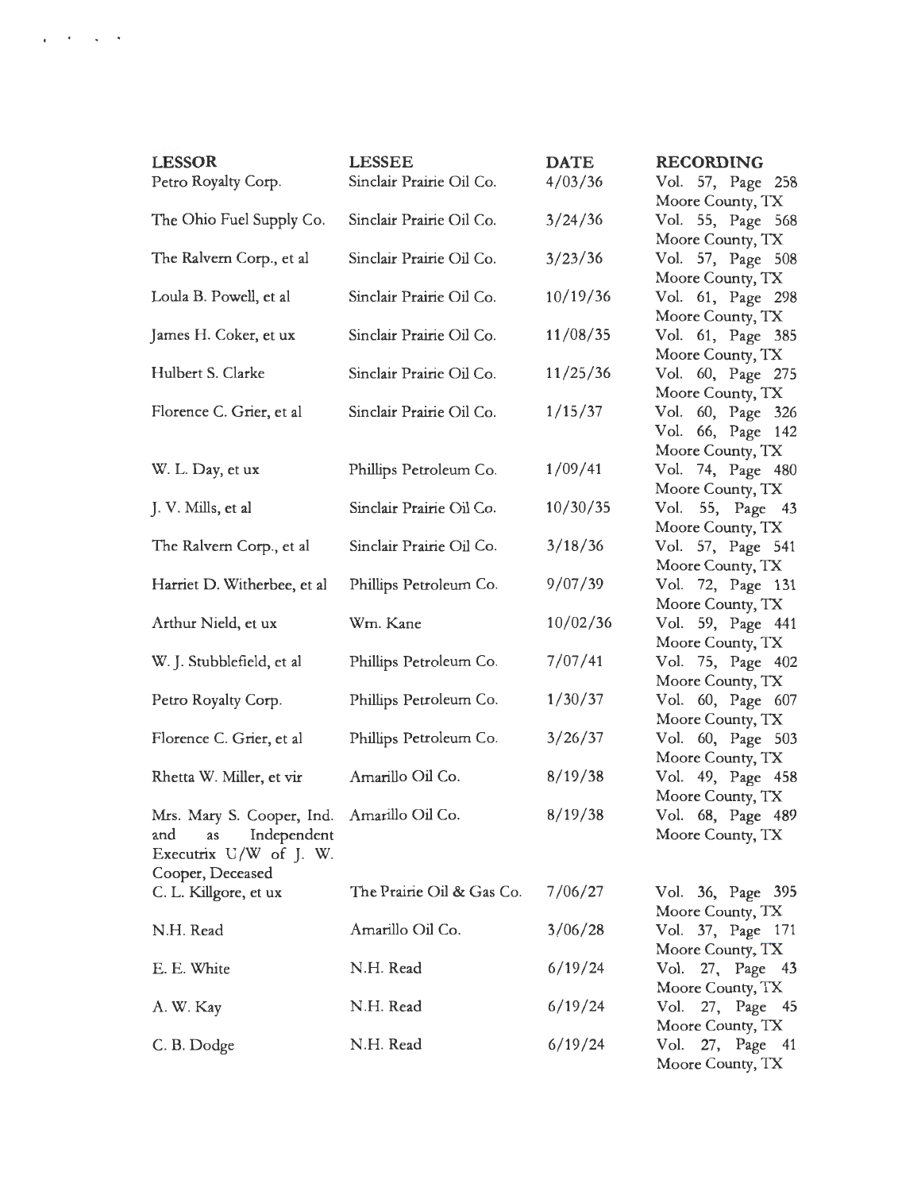| LESSOR | LESSEE | DATE | RECORDING |
|---|---|---|---|
| Petro Royalty Corp. | Sinclair Prairie Oil Co. | 4/03/36 | Vol. 57, Page 258 Moore County, TX |
| The Ohio Fuel Supply Co. | Sinclair Prairie Oil Co. | 3/24/36 | Vol. 55, Page 568 Moore County, TX |
| The Ralvern Corp., et al | Sinclair Prairie Oil Co. | 3/23/36 | Vol. 57, Page 508 Moore County, TX |
| Loula B. Powell, et al | Sinclair Prairie Oil Co. | 10/19/36 | Vol. 61, Page 298 Moore County, TX |
| James H. Coker, et ux | Sinclair Prairie Oil Co. | 11/08/35 | Vol. 61, Page 385 Moore County, TX |
| Hulbert S. Clarke | Sinclair Prairie Oil Co. | 11/25/36 | Vol. 60, Page 275 Moore County, TX |
| Florence C. Grier, et al | Sinclair Prairie Oil Co. | 1/15/37 | Vol. 60, Page 326 Vol. 66, Page 142 Moore County, TX |
| W. L. Day, et ux | Phillips Petroleum Co. | 1/09/41 | Vol. 74, Page 480 Moore County, TX |
| J. V. Mills, et al | Sinclair Prairie Oil Co. | 10/30/35 | Vol. 55, Page 43 Moore County, TX |
| The Ralvern Corp., et al | Sinclair Prairie Oil Co. | 3/18/36 | Vol. 57, Page 541 Moore County, TX |
| Harriet D. Witherbee, et al | Phillips Petroleum Co. | 9/07/39 | Vol. 72, Page 131 Moore County, TX |
| Arthur Nield, et ux | Wm. Kane | 10/02/36 | Vol. 59, Page 441 Moore County, TX |
| W. J. Stubblefield, et al | Phillips Petroleum Co. | 7/07/41 | Vol. 75, Page 402 Moore County, TX |
| Petro Royalty Corp. | Phillips Petroleum Co. | 1/30/37 | Vol. 60, Page 607 Moore County, TX |
| Florence C. Grier, et al | Phillips Petroleum Co. | 3/26/37 | Vol. 60, Page 503 Moore County, TX |
| Rhetta W. Miller, et vir | Amarillo Oil Co. | 8/19/38 | Vol. 49, Page 458 Moore County, TX |
| Mrs. Mary S. Cooper, Ind. and as Independent Executrix U/W of J. W. Cooper, Deceased | Amarillo Oil Co. | 8/19/38 | Vol. 68, Page 489 Moore County, TX |
| C. L. Killgore, et ux | The Prairie Oil & Gas Co. | 7/06/27 | Vol. 36, Page 395 Moore County, TX |
| N.H. Read | Amarillo Oil Co. | 3/06/28 | Vol. 37, Page 171 Moore County, TX |
| E. E. White | N.H. Read | 6/19/24 | Vol. 27, Page 43 Moore County, TX |
| A. W. Kay | N.H. Read | 6/19/24 | Vol. 27, Page 45 Moore County, TX |
| C. B. Dodge | N.H. Read | 6/19/24 | Vol. 27, Page 41 Moore County, TX |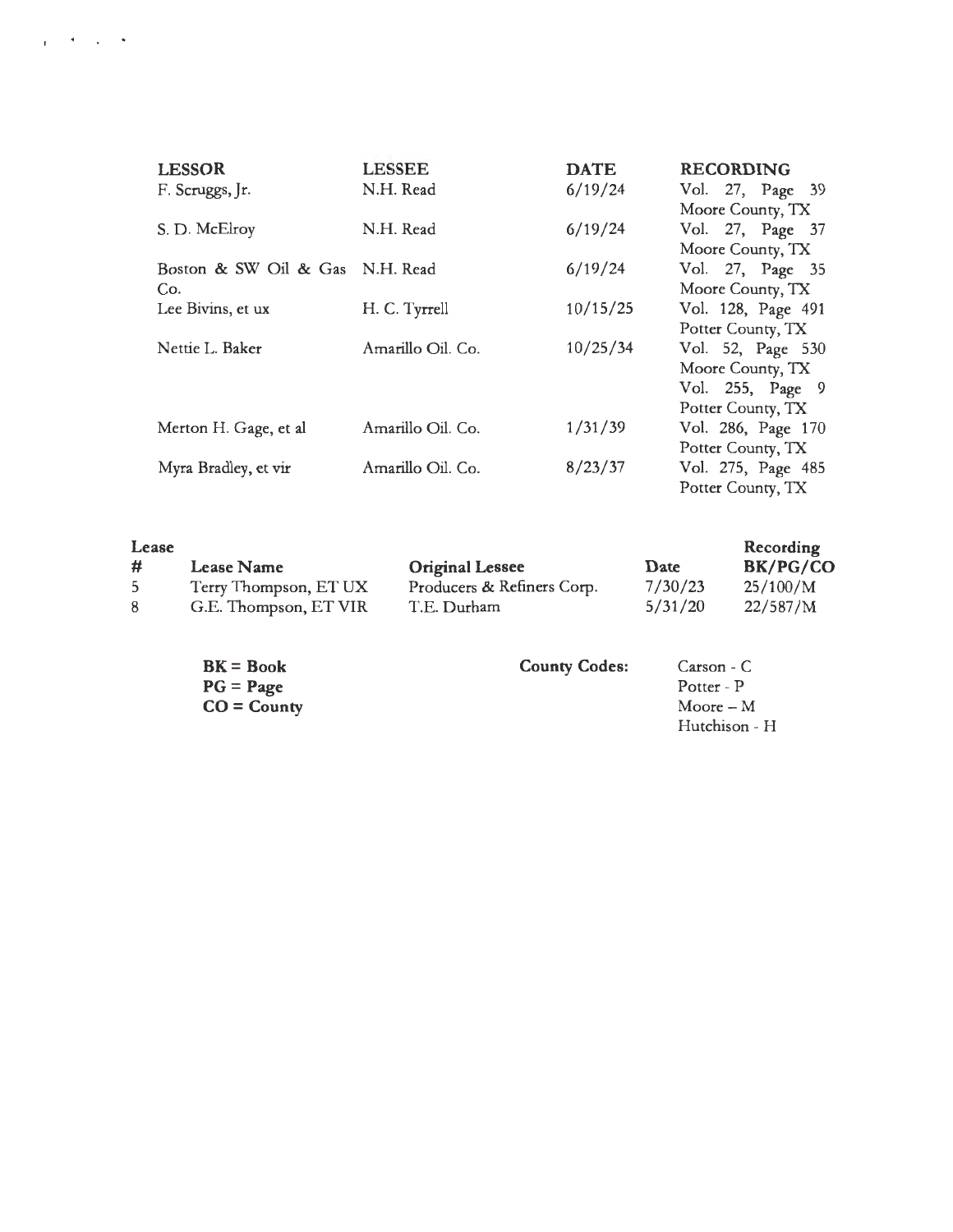| LESSOR | LESSEE | DATE | RECORDING |
| --- | --- | --- | --- |
| F. Scruggs, Jr. | N.H. Read | 6/19/24 | Vol. 27, Page 39 Moore County, TX |
| S. D. McElroy | N.H. Read | 6/19/24 | Vol. 27, Page 37 Moore County, TX |
| Boston & SW Oil & Gas Co. | N.H. Read | 6/19/24 | Vol. 27, Page 35 Moore County, TX |
| Lee Bivins, et ux | H. C. Tyrrell | 10/15/25 | Vol. 128, Page 491 Potter County, TX |
| Nettie L. Baker | Amarillo Oil. Co. | 10/25/34 | Vol. 52, Page 530 Moore County, TX Vol. 255, Page 9 Potter County, TX |
| Merton H. Gage, et al | Amarillo Oil. Co. | 1/31/39 | Vol. 286, Page 170 Potter County, TX |
| Myra Bradley, et vir | Amarillo Oil. Co. | 8/23/37 | Vol. 275, Page 485 Potter County, TX |

| Lease # | Lease Name | Original Lessee | Date | Recording BK/PG/CO |
| --- | --- | --- | --- | --- |
| 5 | Terry Thompson, ET UX | Producers & Refiners Corp. | 7/30/23 | 25/100/M |
| 8 | G.E. Thompson, ET VIR | T.E. Durham | 5/31/20 | 22/587/M |

**BK = Book**
**PG = Page**
**CO = County**

**County Codes:**
Carson - C
Potter - P
Moore – M
Hutchison - H